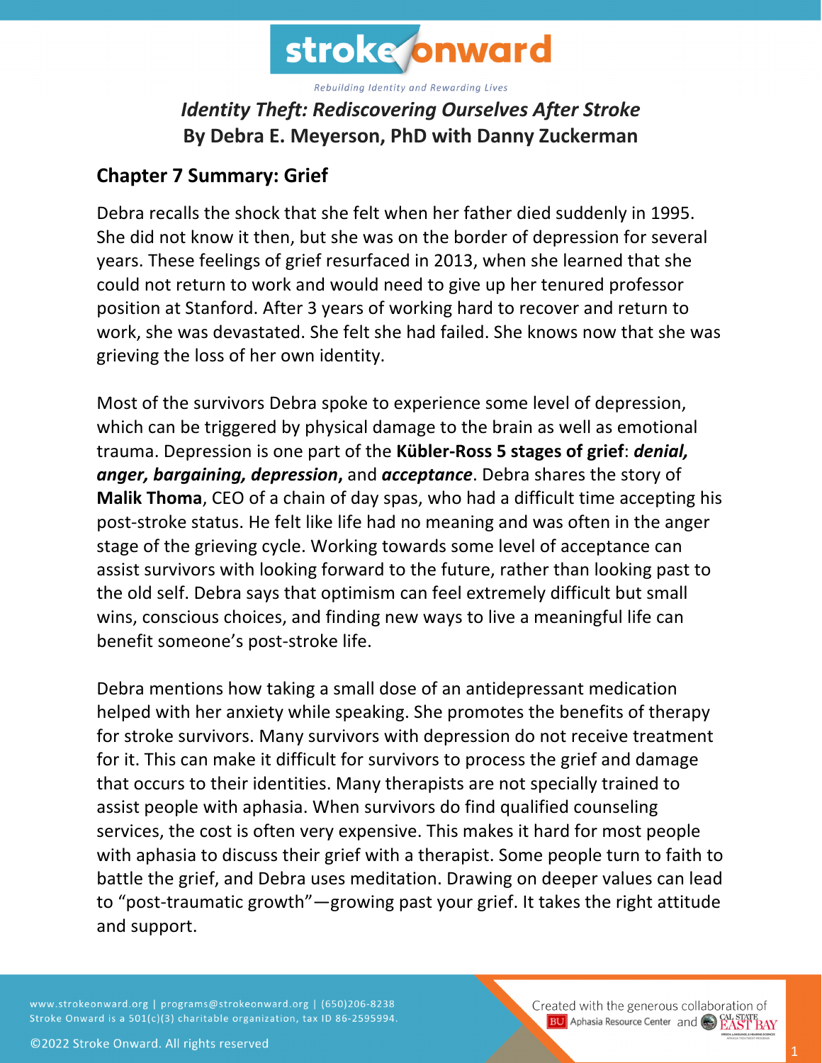# stroke onward

*Rebuilding Identity and Rewarding Lives*

## *Identity Theft: Rediscovering Ourselves After Stroke*
## By Debra E. Meyerson, PhD with Danny Zuckerman

### Chapter 7 Summary: Grief

Debra recalls the shock that she felt when her father died suddenly in 1995. She did not know it then, but she was on the border of depression for several years. These feelings of grief resurfaced in 2013, when she learned that she could not return to work and would need to give up her tenured professor position at Stanford. After 3 years of working hard to recover and return to work, she was devastated. She felt she had failed. She knows now that she was grieving the loss of her own identity.

Most of the survivors Debra spoke to experience some level of depression, which can be triggered by physical damage to the brain as well as emotional trauma. Depression is one part of the **Kübler-Ross 5 stages of grief**: ***denial, anger, bargaining, depression***, and ***acceptance***. Debra shares the story of **Malik Thoma**, CEO of a chain of day spas, who had a difficult time accepting his post-stroke status. He felt like life had no meaning and was often in the anger stage of the grieving cycle. Working towards some level of acceptance can assist survivors with looking forward to the future, rather than looking past to the old self. Debra says that optimism can feel extremely difficult but small wins, conscious choices, and finding new ways to live a meaningful life can benefit someone's post-stroke life.

Debra mentions how taking a small dose of an antidepressant medication helped with her anxiety while speaking. She promotes the benefits of therapy for stroke survivors. Many survivors with depression do not receive treatment for it. This can make it difficult for survivors to process the grief and damage that occurs to their identities. Many therapists are not specially trained to assist people with aphasia. When survivors do find qualified counseling services, the cost is often very expensive. This makes it hard for most people with aphasia to discuss their grief with a therapist. Some people turn to faith to battle the grief, and Debra uses meditation. Drawing on deeper values can lead to "post-traumatic growth"—growing past your grief. It takes the right attitude and support.

www.strokeonward.org | programs@strokeonward.org | (650)206-8238
Stroke Onward is a 501(c)(3) charitable organization, tax ID 86-2595994.

©2022 Stroke Onward. All rights reserved

Created with the generous collaboration of BU Aphasia Resource Center and Cal State East Bay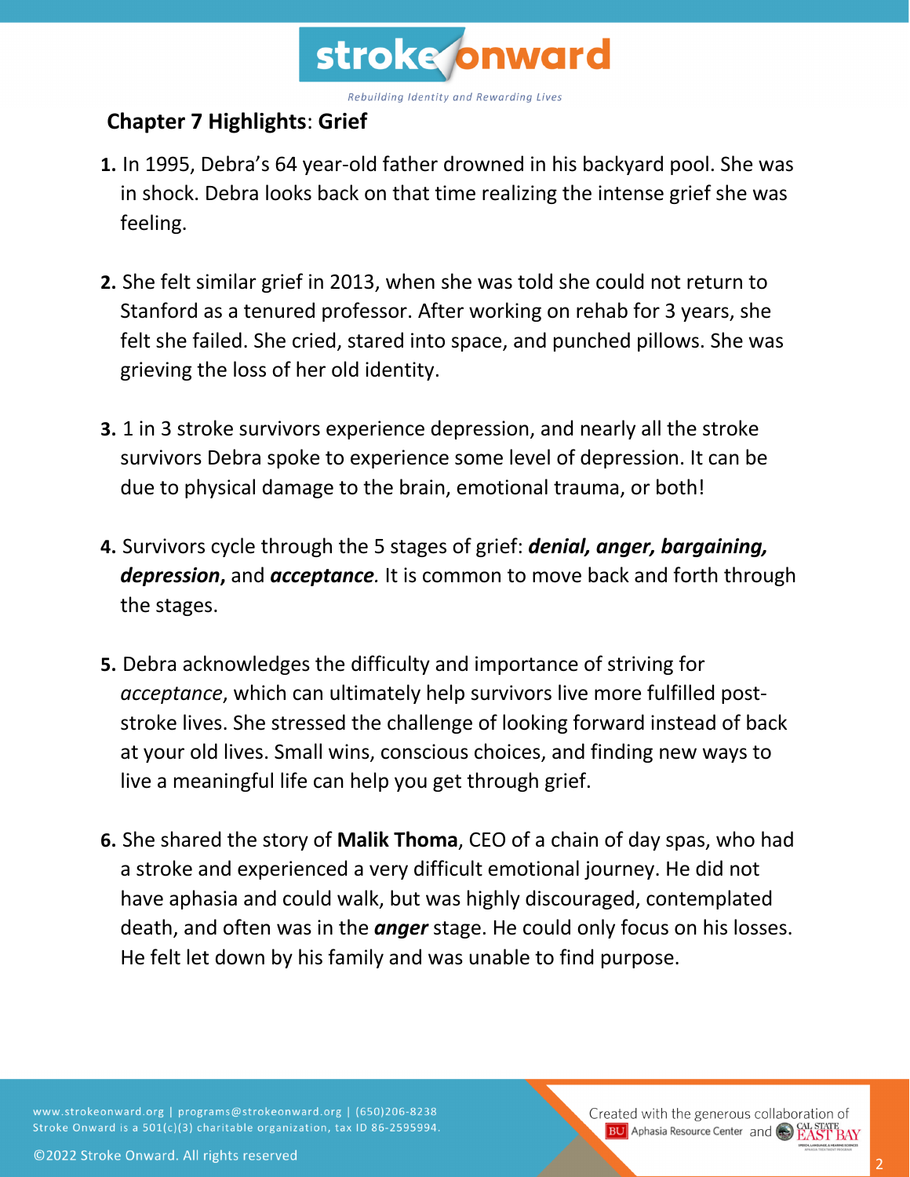## Chapter 7 Highlights: Grief

1. In 1995, Debra's 64 year-old father drowned in his backyard pool. She was in shock. Debra looks back on that time realizing the intense grief she was feeling.

2. She felt similar grief in 2013, when she was told she could not return to Stanford as a tenured professor. After working on rehab for 3 years, she felt she failed. She cried, stared into space, and punched pillows. She was grieving the loss of her old identity.

3. 1 in 3 stroke survivors experience depression, and nearly all the stroke survivors Debra spoke to experience some level of depression. It can be due to physical damage to the brain, emotional trauma, or both!

4. Survivors cycle through the 5 stages of grief: ***denial, anger, bargaining, depression***, and ***acceptance***. It is common to move back and forth through the stages.

5. Debra acknowledges the difficulty and importance of striving for *acceptance*, which can ultimately help survivors live more fulfilled post-stroke lives. She stressed the challenge of looking forward instead of back at your old lives. Small wins, conscious choices, and finding new ways to live a meaningful life can help you get through grief.

6. She shared the story of **Malik Thoma**, CEO of a chain of day spas, who had a stroke and experienced a very difficult emotional journey. He did not have aphasia and could walk, but was highly discouraged, contemplated death, and often was in the ***anger*** stage. He could only focus on his losses. He felt let down by his family and was unable to find purpose.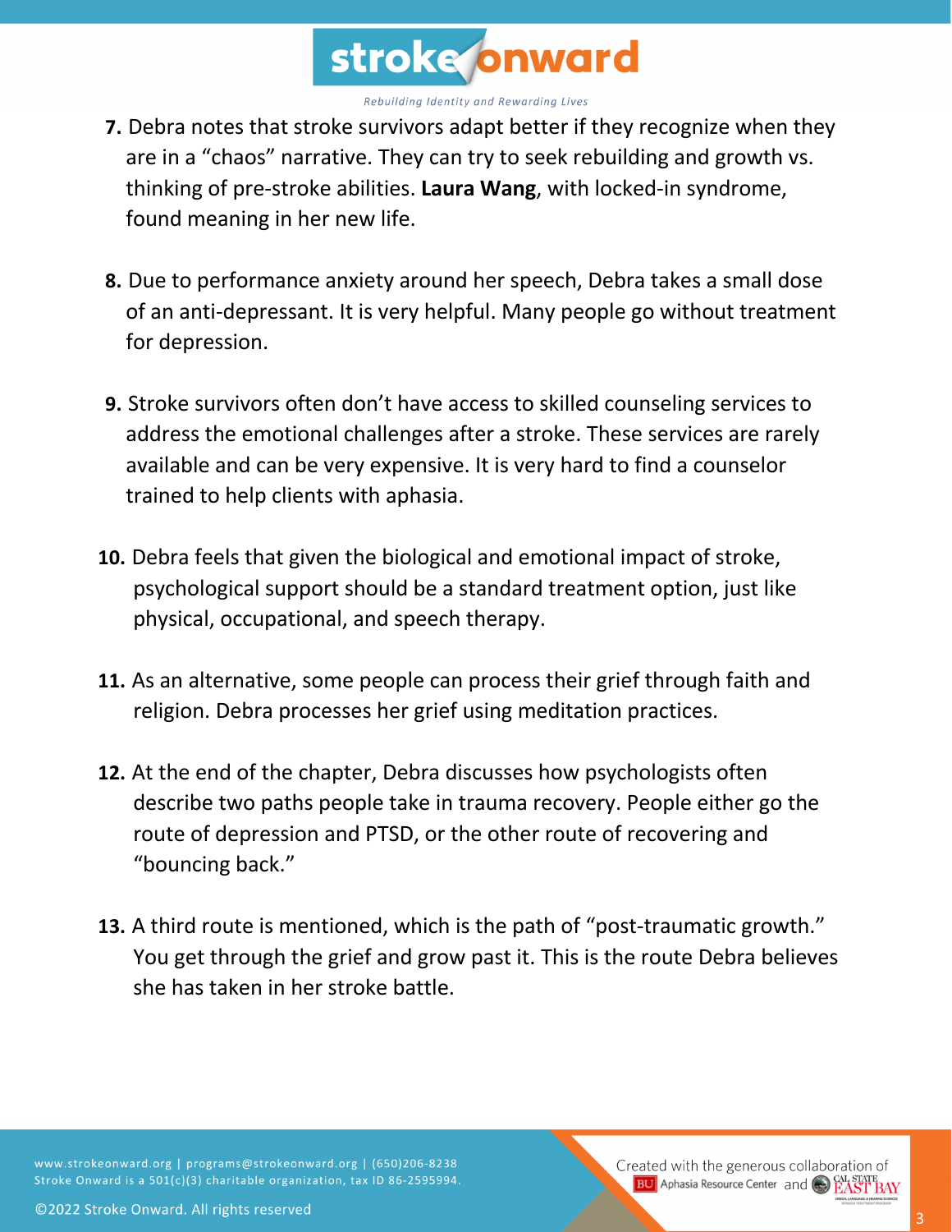7. Debra notes that stroke survivors adapt better if they recognize when they are in a "chaos" narrative. They can try to seek rebuilding and growth vs. thinking of pre-stroke abilities. **Laura Wang**, with locked-in syndrome, found meaning in her new life.

8. Due to performance anxiety around her speech, Debra takes a small dose of an anti-depressant. It is very helpful. Many people go without treatment for depression.

9. Stroke survivors often don't have access to skilled counseling services to address the emotional challenges after a stroke. These services are rarely available and can be very expensive. It is very hard to find a counselor trained to help clients with aphasia.

10. Debra feels that given the biological and emotional impact of stroke, psychological support should be a standard treatment option, just like physical, occupational, and speech therapy.

11. As an alternative, some people can process their grief through faith and religion. Debra processes her grief using meditation practices.

12. At the end of the chapter, Debra discusses how psychologists often describe two paths people take in trauma recovery. People either go the route of depression and PTSD, or the other route of recovering and "bouncing back."

13. A third route is mentioned, which is the path of "post-traumatic growth." You get through the grief and grow past it. This is the route Debra believes she has taken in her stroke battle.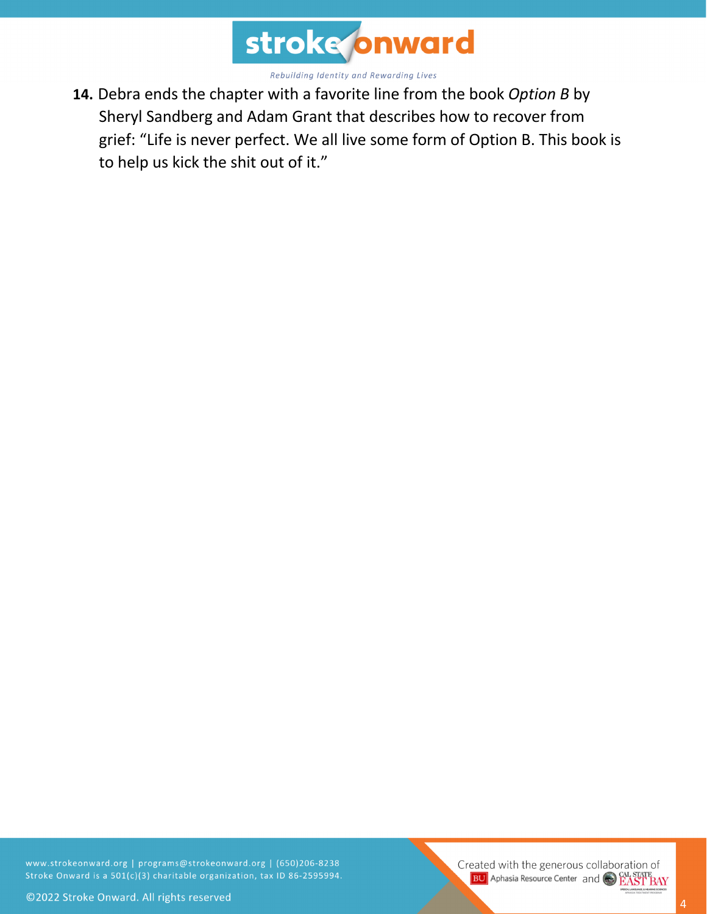14. Debra ends the chapter with a favorite line from the book *Option B* by Sheryl Sandberg and Adam Grant that describes how to recover from grief: "Life is never perfect. We all live some form of Option B. This book is to help us kick the shit out of it."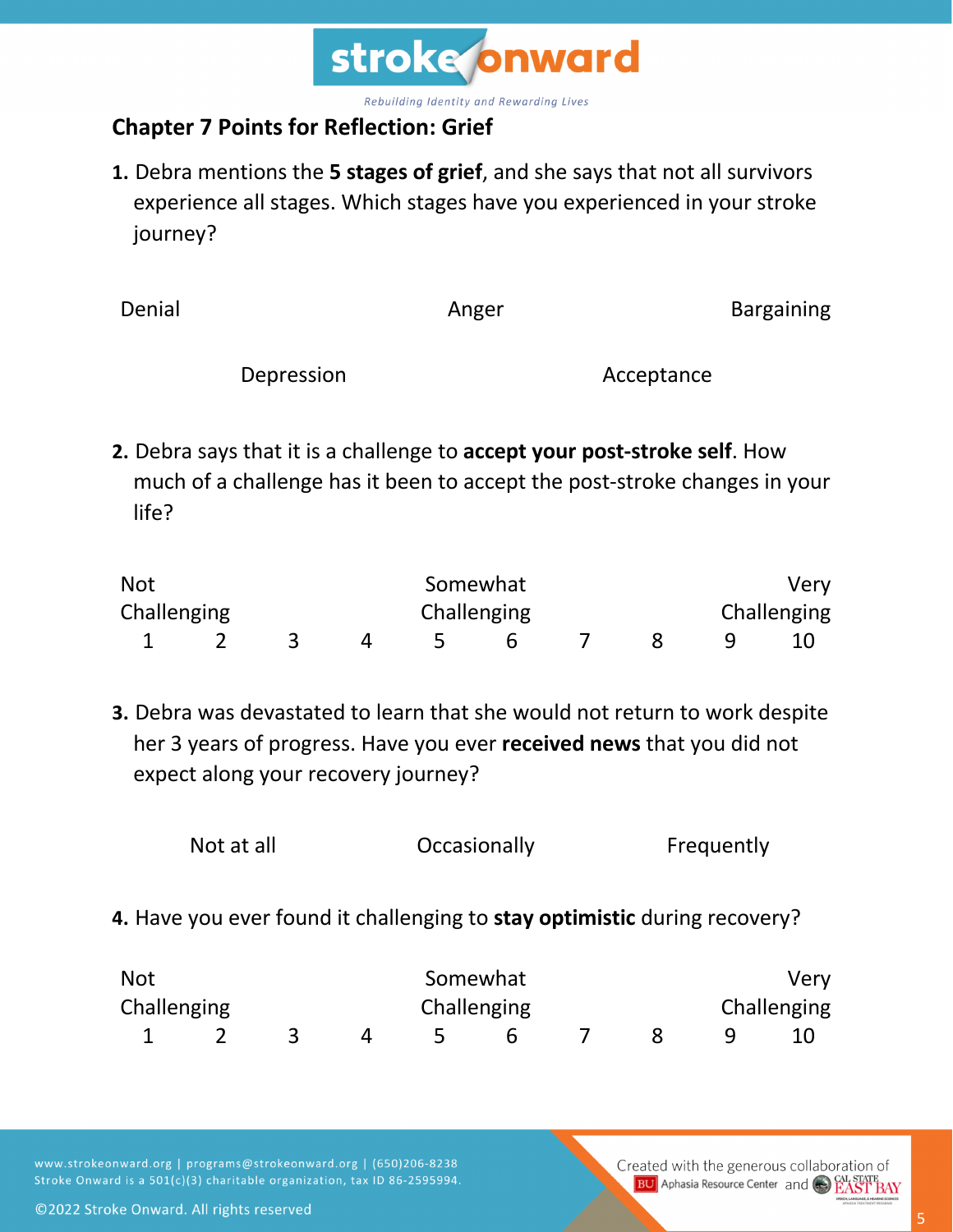## Chapter 7 Points for Reflection: Grief

**1.** Debra mentions the **5 stages of grief**, and she says that not all survivors experience all stages. Which stages have you experienced in your stroke journey?

Denial　　Anger　　Bargaining

Depression　　Acceptance

**2.** Debra says that it is a challenge to **accept your post-stroke self**. How much of a challenge has it been to accept the post-stroke changes in your life?

| Not Challenging | | | | Somewhat Challenging | | | | Very Challenging | |
|---|---|---|---|---|---|---|---|---|---|
| 1 | 2 | 3 | 4 | 5 | 6 | 7 | 8 | 9 | 10 |

**3.** Debra was devastated to learn that she would not return to work despite her 3 years of progress. Have you ever **received news** that you did not expect along your recovery journey?

Not at all　　Occasionally　　Frequently

**4.** Have you ever found it challenging to **stay optimistic** during recovery?

| Not Challenging | | | | Somewhat Challenging | | | | Very Challenging | |
|---|---|---|---|---|---|---|---|---|---|
| 1 | 2 | 3 | 4 | 5 | 6 | 7 | 8 | 9 | 10 |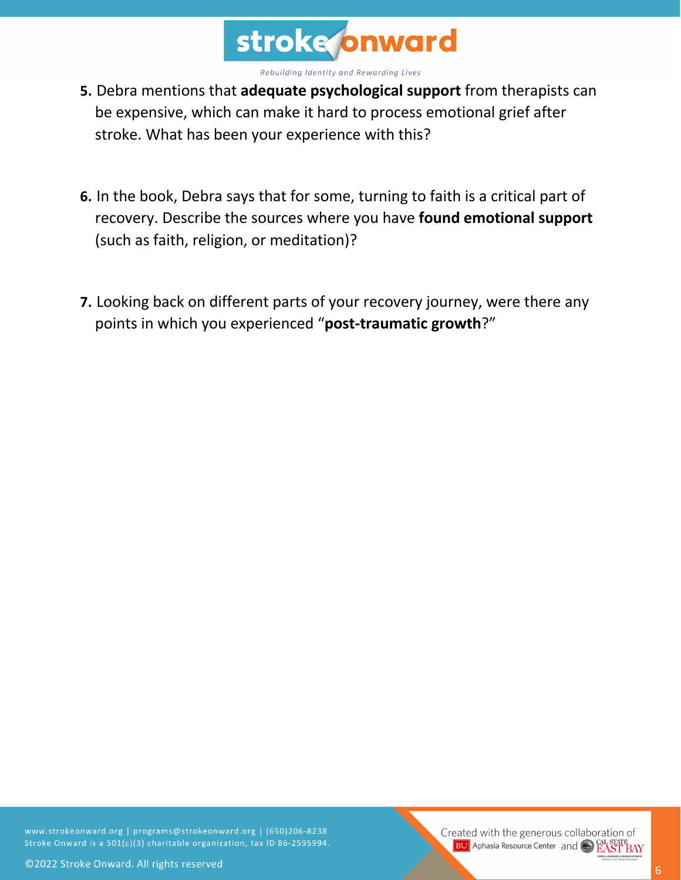5. Debra mentions that **adequate psychological support** from therapists can be expensive, which can make it hard to process emotional grief after stroke. What has been your experience with this?

6. In the book, Debra says that for some, turning to faith is a critical part of recovery. Describe the sources where you have **found emotional support** (such as faith, religion, or meditation)?

7. Looking back on different parts of your recovery journey, were there any points in which you experienced "**post-traumatic growth**?"